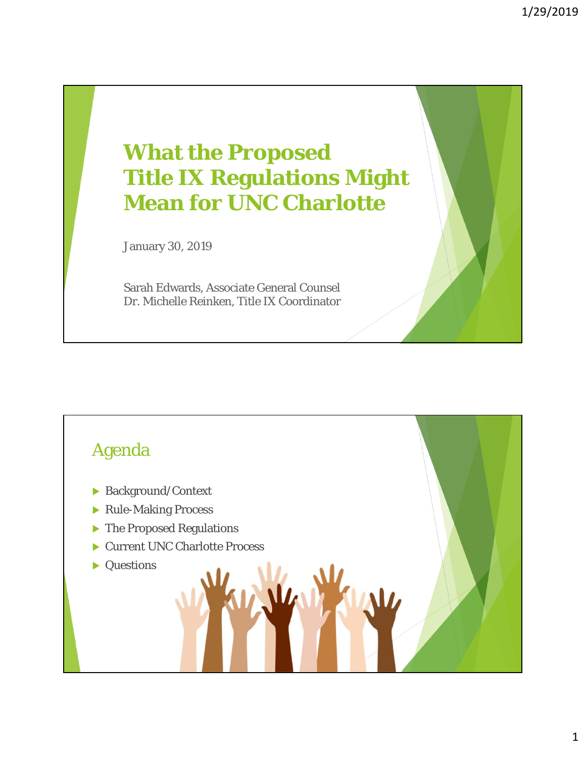# What the Proposed Title IX Regulations Might Mean for UNC Charlotte

January 30, 2019

Sarah Edwards, Associate General Counsel
Dr. Michelle Reinken, Title IX Coordinator

## Agenda

- Background/Context
- Rule-Making Process
- The Proposed Regulations
- Current UNC Charlotte Process
- Questions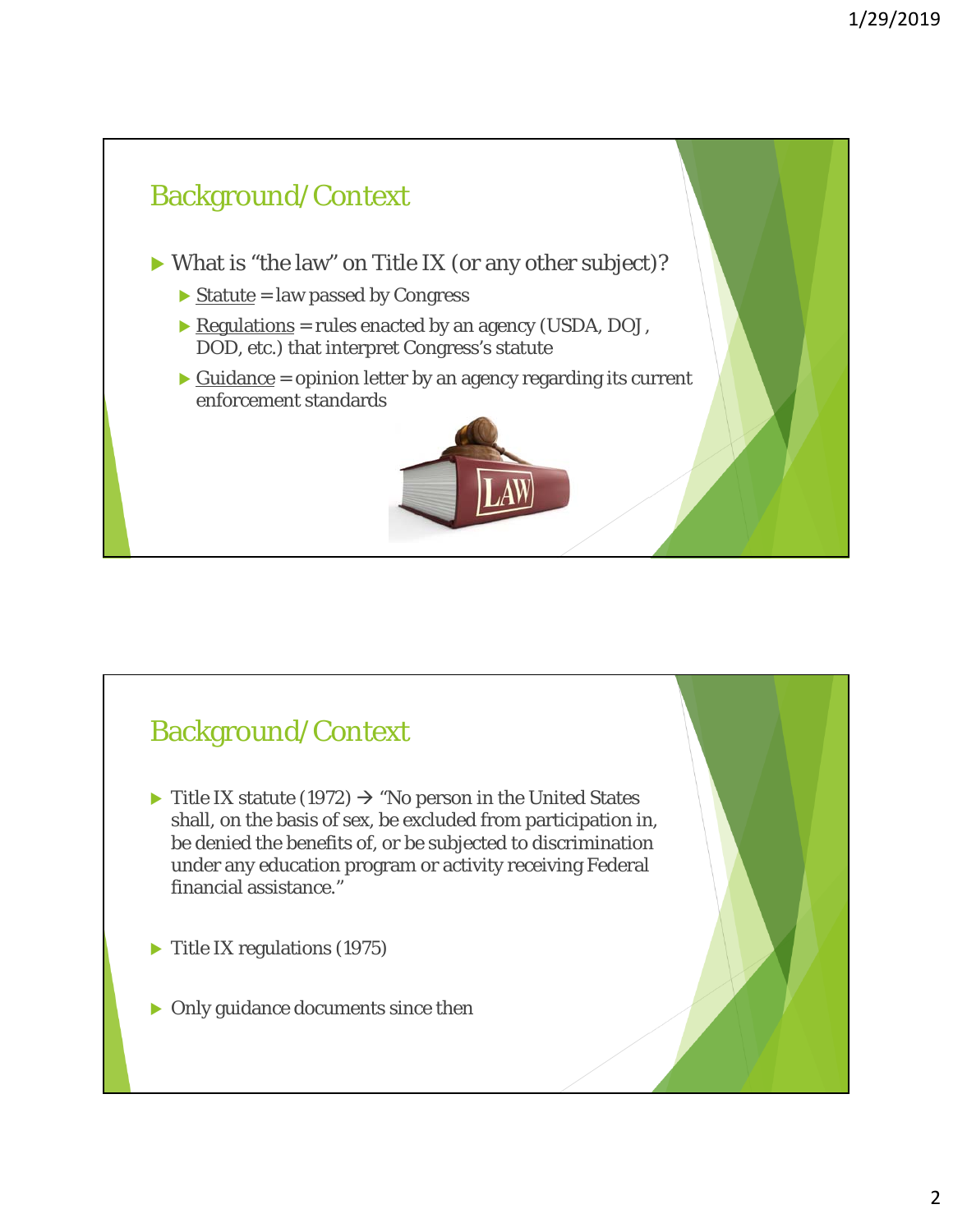## Background/Context

- What is "the law" on Title IX (or any other subject)?
  - <u>Statute</u> = law passed by Congress
  - <u>Regulations</u> = rules enacted by an agency (USDA, DOJ, DOD, etc.) that interpret Congress's statute
  - <u>Guidance</u> = opinion letter by an agency regarding its current enforcement standards

## Background/Context

- Title IX statute (1972) → "No person in the United States shall, on the basis of sex, be excluded from participation in, be denied the benefits of, or be subjected to discrimination under any education program or activity receiving Federal financial assistance."
- Title IX regulations (1975)
- Only guidance documents since then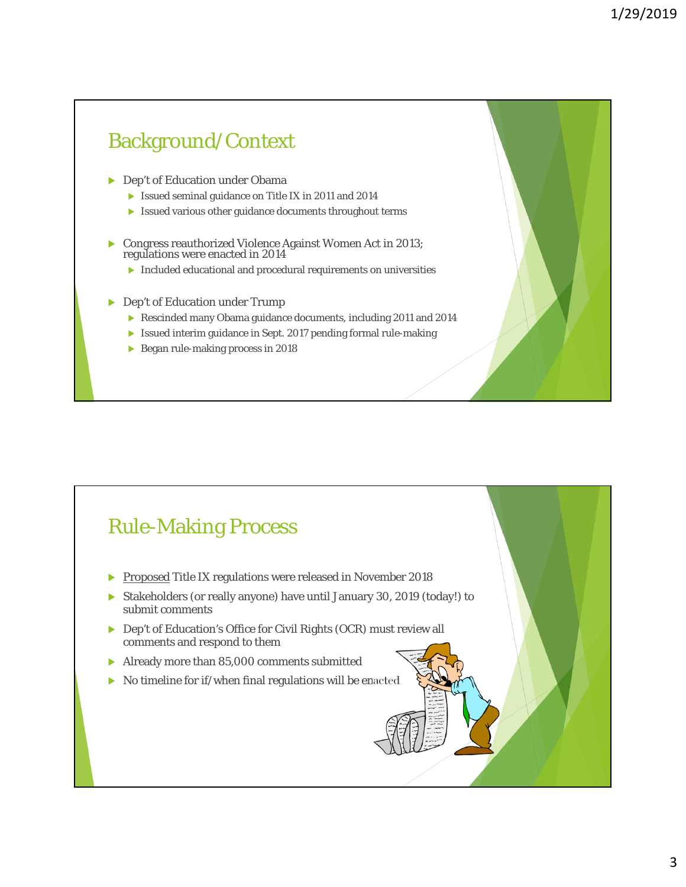## Background/Context

- Dep't of Education under Obama
  - Issued seminal guidance on Title IX in 2011 and 2014
  - Issued various other guidance documents throughout terms
- Congress reauthorized Violence Against Women Act in 2013; regulations were enacted in 2014
  - Included educational and procedural requirements on universities
- Dep't of Education under Trump
  - Rescinded many Obama guidance documents, including 2011 and 2014
  - Issued interim guidance in Sept. 2017 pending formal rule-making
  - Began rule-making process in 2018

## Rule-Making Process

- Proposed Title IX regulations were released in November 2018
- Stakeholders (or really anyone) have until January 30, 2019 (today!) to submit comments
- Dep't of Education's Office for Civil Rights (OCR) must review all comments and respond to them
- Already more than 85,000 comments submitted
- No timeline for if/when final regulations will be enacted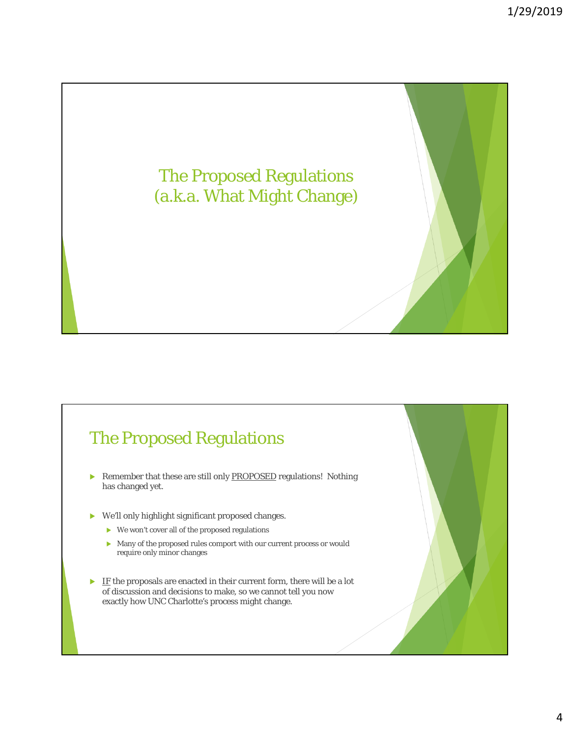# The Proposed Regulations (a.k.a. What Might Change)

## The Proposed Regulations

- Remember that these are still only <u>PROPOSED</u> regulations! Nothing has changed yet.
- We'll only highlight significant proposed changes.
  - We won't cover all of the proposed regulations
  - Many of the proposed rules comport with our current process or would require only minor changes
- <u>IF</u> the proposals are enacted in their current form, there will be a lot of discussion and decisions to make, so we cannot tell you now exactly how UNC Charlotte's process might change.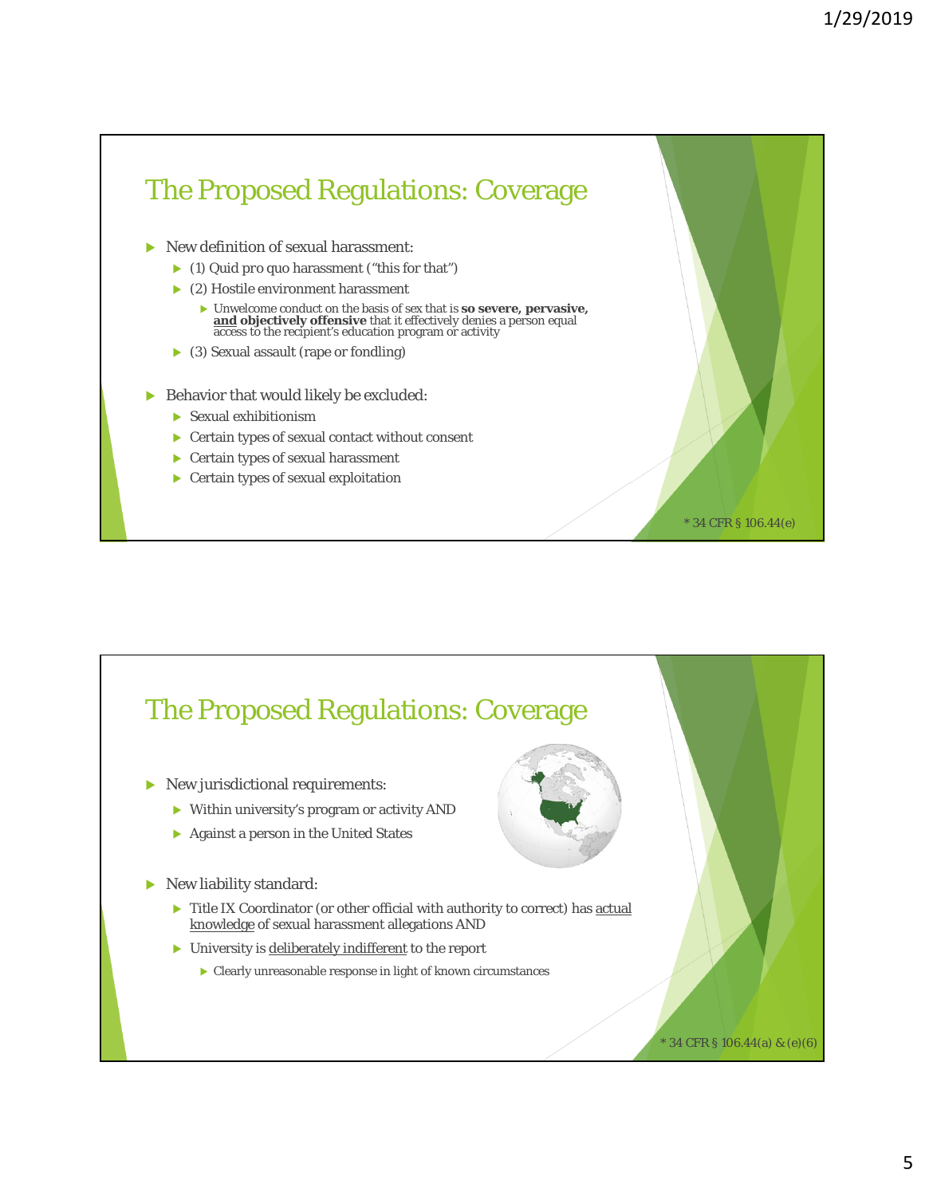## The Proposed Regulations: Coverage

- New definition of sexual harassment:
  - (1) Quid pro quo harassment ("this for that")
  - (2) Hostile environment harassment
    - Unwelcome conduct on the basis of sex that is **so severe, pervasive, and objectively offensive** that it effectively denies a person equal access to the recipient's education program or activity
  - (3) Sexual assault (rape or fondling)
- Behavior that would likely be excluded:
  - Sexual exhibitionism
  - Certain types of sexual contact without consent
  - Certain types of sexual harassment
  - Certain types of sexual exploitation

* 34 CFR § 106.44(e)

## The Proposed Regulations: Coverage

- New jurisdictional requirements:
  - Within university's program or activity AND
  - Against a person in the United States
- New liability standard:
  - Title IX Coordinator (or other official with authority to correct) has actual knowledge of sexual harassment allegations AND
  - University is deliberately indifferent to the report
    - Clearly unreasonable response in light of known circumstances

* 34 CFR § 106.44(a) & (e)(6)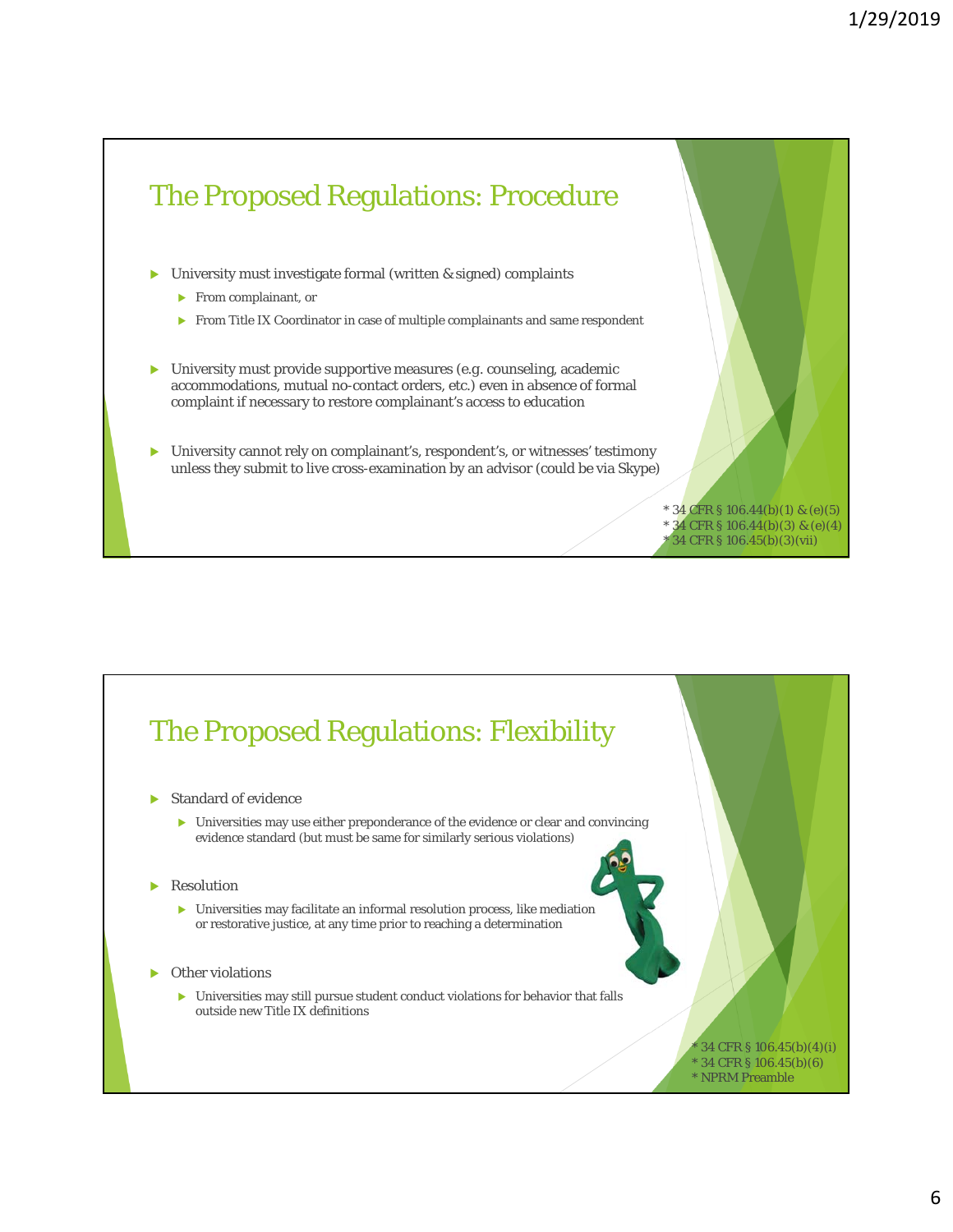## The Proposed Regulations: Procedure

- University must investigate formal (written & signed) complaints
  - From complainant, or
  - From Title IX Coordinator in case of multiple complainants and same respondent
- University must provide supportive measures (e.g. counseling, academic accommodations, mutual no-contact orders, etc.) even in absence of formal complaint if necessary to restore complainant's access to education
- University cannot rely on complainant's, respondent's, or witnesses' testimony unless they submit to live cross-examination by an advisor (could be via Skype)

\* 34 CFR § 106.44(b)(1) & (e)(5)
\* 34 CFR § 106.44(b)(3) & (e)(4)
\* 34 CFR § 106.45(b)(3)(vii)

## The Proposed Regulations: Flexibility

- Standard of evidence
  - Universities may use either preponderance of the evidence or clear and convincing evidence standard (but must be same for similarly serious violations)
- Resolution
  - Universities may facilitate an informal resolution process, like mediation or restorative justice, at any time prior to reaching a determination
- Other violations
  - Universities may still pursue student conduct violations for behavior that falls outside new Title IX definitions

\* 34 CFR § 106.45(b)(4)(i)
\* 34 CFR § 106.45(b)(6)
\* NPRM Preamble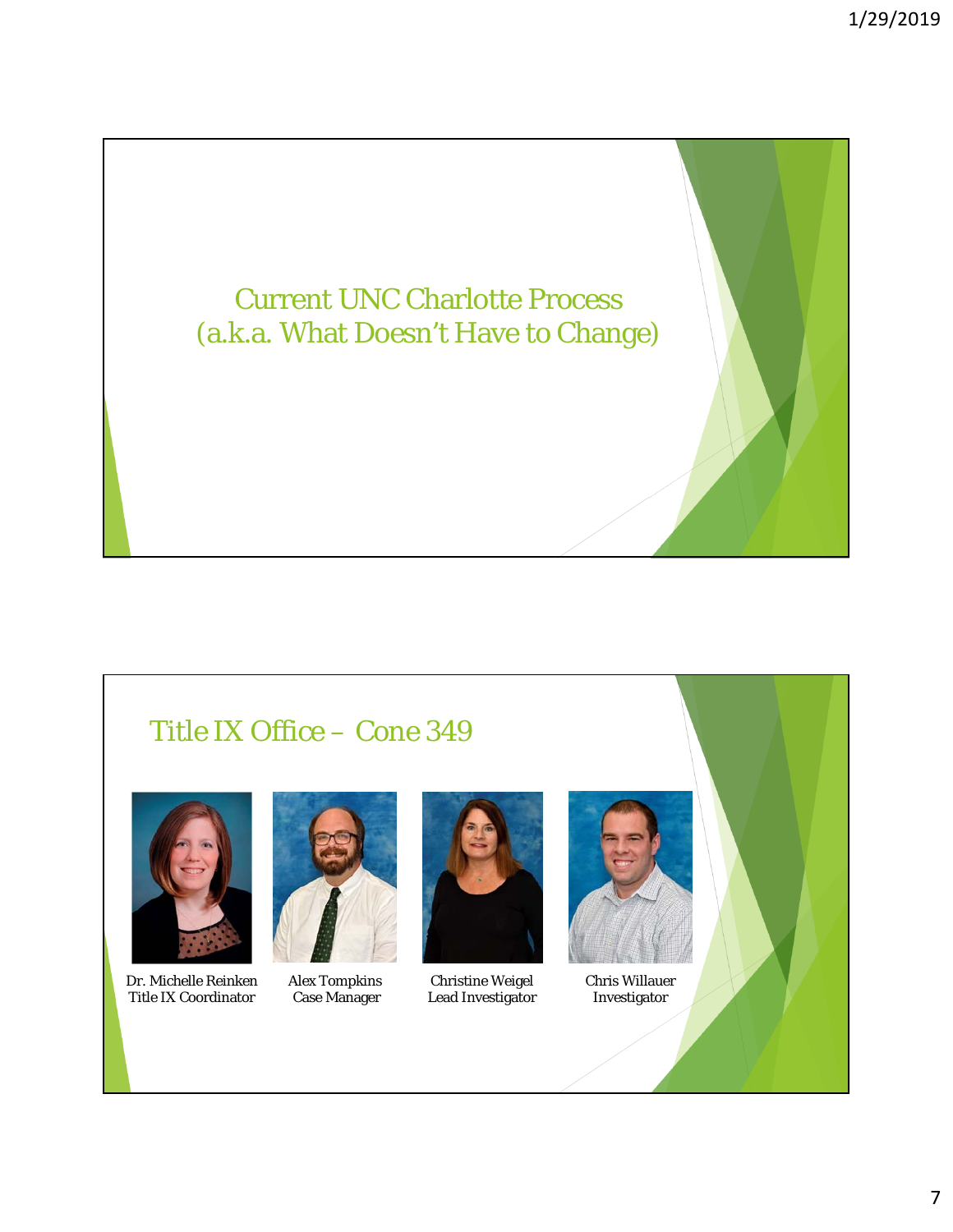## Current UNC Charlotte Process
## (a.k.a. What Doesn't Have to Change)

## Title IX Office – Cone 349

Dr. Michelle Reinken
Title IX Coordinator

Alex Tompkins
Case Manager

Christine Weigel
Lead Investigator

Chris Willauer
Investigator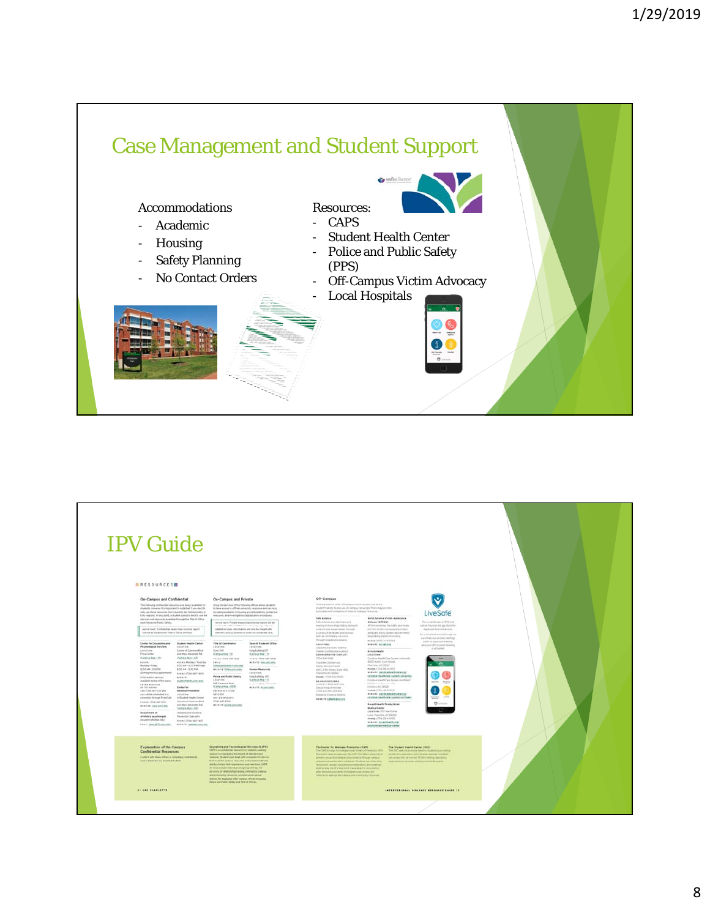## Case Management and Student Support

Accommodations
- Academic
- Housing
- Safety Planning
- No Contact Orders

Resources:
- CAPS
- Student Health Center
- Police and Public Safety (PPS)
- Off-Campus Victim Advocacy
- Local Hospitals

## IPV Guide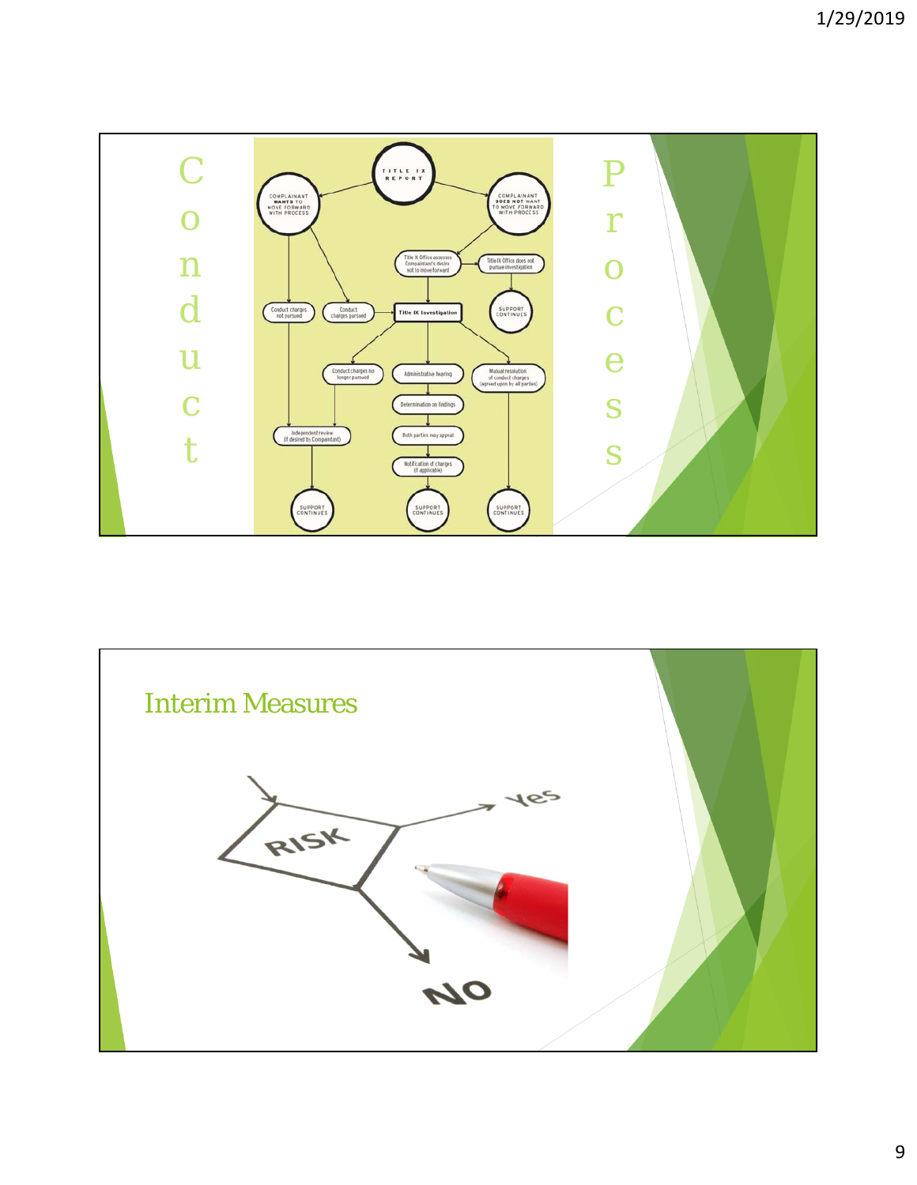# Conduct Process

TITLE IX REPORT

COMPLAINANT WANTS TO MOVE FORWARD WITH PROCESS

COMPLAINANT DOES NOT WANT TO MOVE FORWARD WITH PROCESS

Title IX Office assesses Complainant's desire not to move forward

Title IX Office does not pursue investigation

SUPPORT CONTINUES

Conduct charges not pursued

Conduct charges pursued

Title IX Investigation

Conduct charges no longer pursued

Administrative hearing

Mutual resolution of conduct charges (agreed upon by all parties)

Determination on findings

Independent review (if desired by Complainant)

Both parties may appeal

Notification of charges (if applicable)

SUPPORT CONTINUES

SUPPORT CONTINUES

SUPPORT CONTINUES

# Interim Measures

RISK

Yes

NO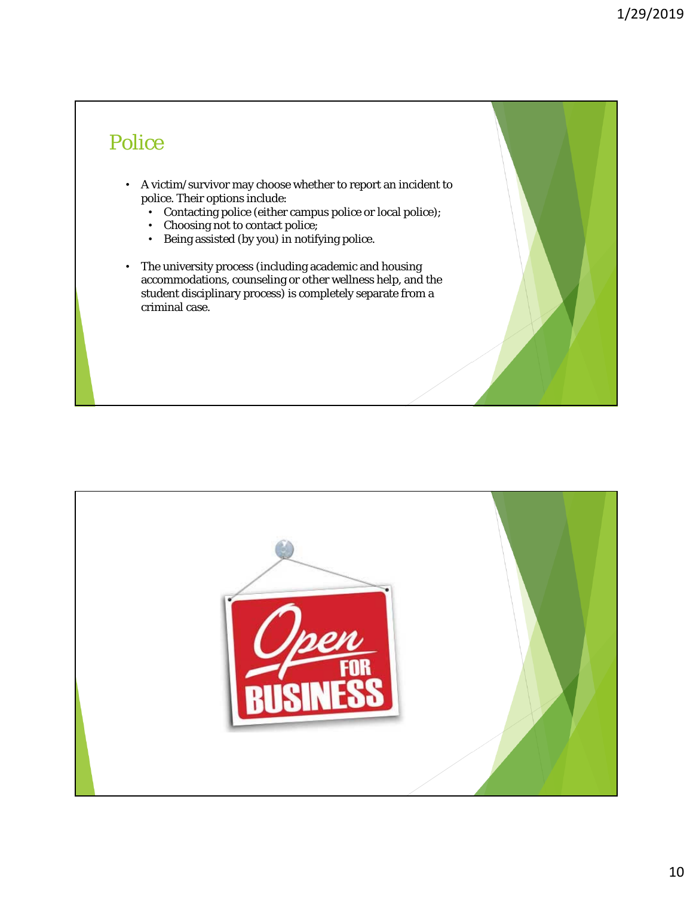## Police

- A victim/survivor may choose whether to report an incident to police. Their options include:
  - Contacting police (either campus police or local police);
  - Choosing not to contact police;
  - Being assisted (by you) in notifying police.
- The university process (including academic and housing accommodations, counseling or other wellness help, and the student disciplinary process) is completely separate from a criminal case.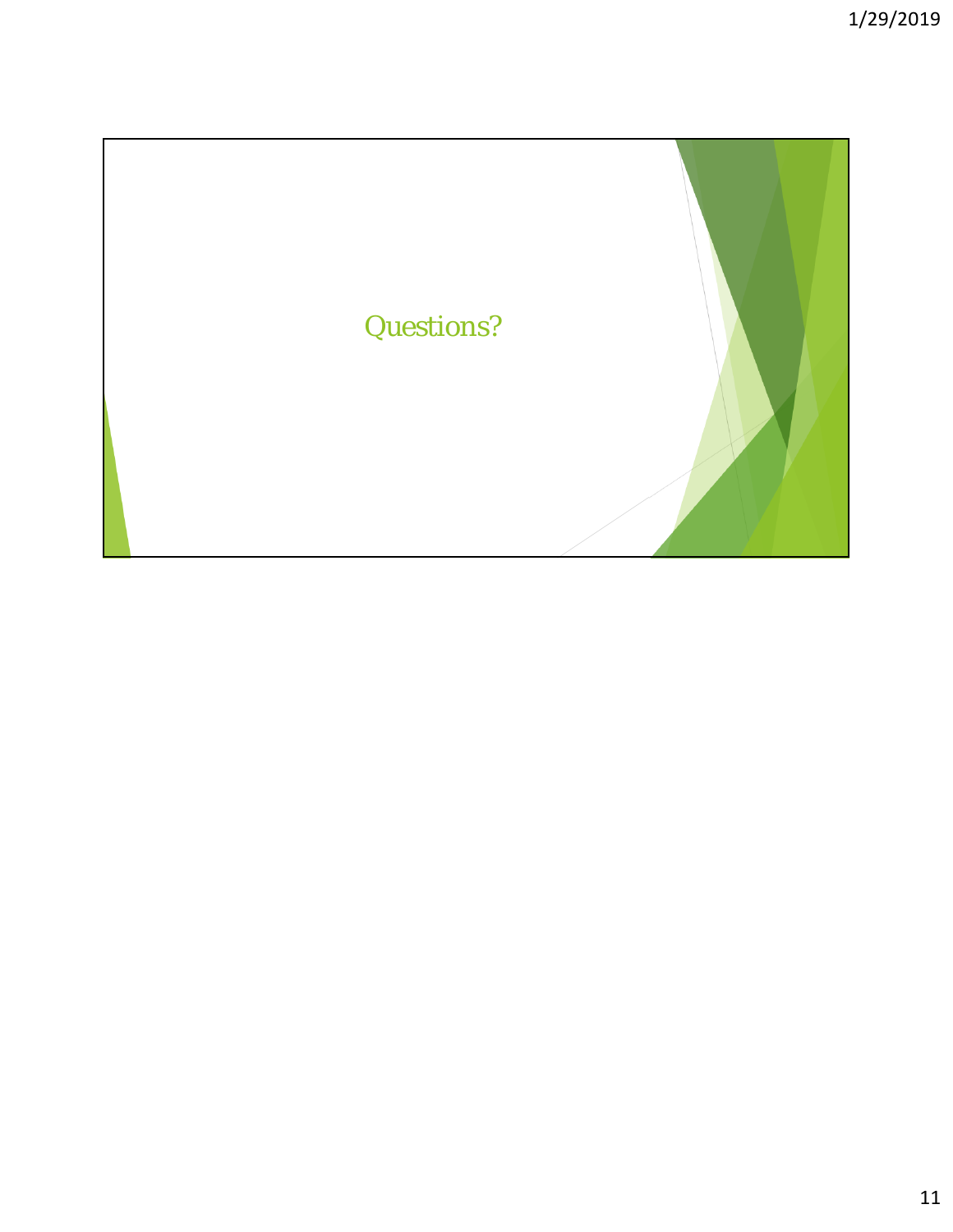Questions?